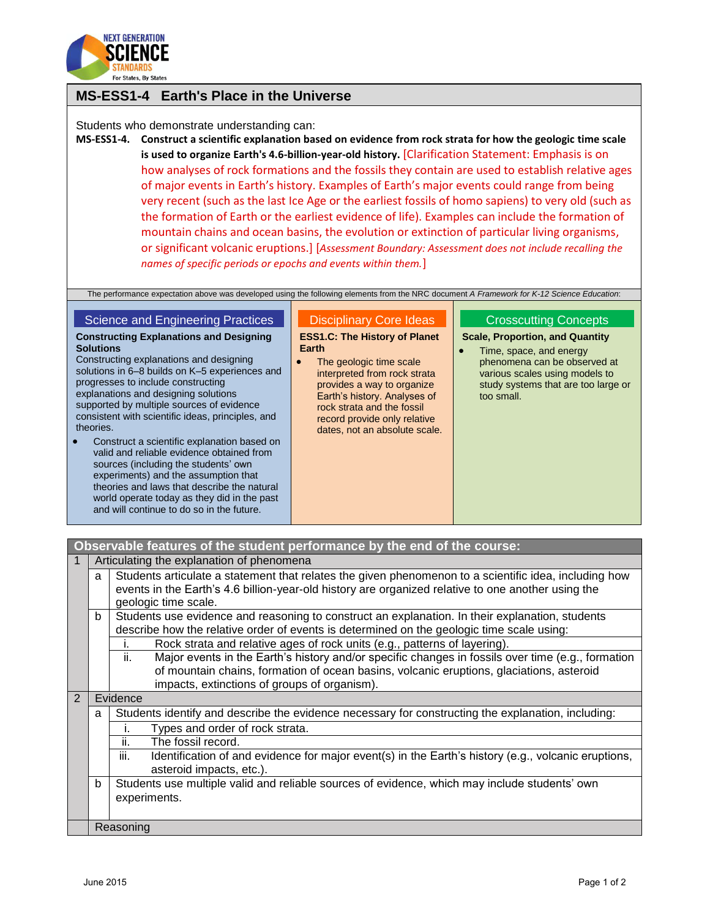# MS-ESS1-4 Earth's Place in the Universe

Students who demonstrate understanding can:

**MS-ESS1-4. Construct a scientific explanation based on evidence from rock strata for how the geologic time scale is used to organize Earth's 4.6-billion-year-old history.** [Clarification Statement: Emphasis is on how analyses of rock formations and the fossils they contain are used to establish relative ages of major events in Earth's history. Examples of Earth's major events could range from being very recent (such as the last Ice Age or the earliest fossils of homo sapiens) to very old (such as the formation of Earth or the earliest evidence of life). Examples can include the formation of mountain chains and ocean basins, the evolution or extinction of particular living organisms, or significant volcanic eruptions.] [*Assessment Boundary: Assessment does not include recalling the names of specific periods or epochs and events within them.*]

The performance expectation above was developed using the following elements from the NRC document *A Framework for K-12 Science Education*:

## Science and Engineering Practices

**Constructing Explanations and Designing Solutions**

Constructing explanations and designing solutions in 6–8 builds on K–5 experiences and progresses to include constructing explanations and designing solutions supported by multiple sources of evidence consistent with scientific ideas, principles, and theories.

- Construct a scientific explanation based on valid and reliable evidence obtained from sources (including the students' own experiments) and the assumption that theories and laws that describe the natural world operate today as they did in the past and will continue to do so in the future.

## Disciplinary Core Ideas

**ESS1.C: The History of Planet Earth**

- The geologic time scale interpreted from rock strata provides a way to organize Earth's history. Analyses of rock strata and the fossil record provide only relative dates, not an absolute scale.

## Crosscutting Concepts

**Scale, Proportion, and Quantity**

- Time, space, and energy phenomena can be observed at various scales using models to study systems that are too large or too small.

## Observable features of the student performance by the end of the course:

| | | | |
|---|---|---|---|
| 1 | Articulating the explanation of phenomena | | |
| | a | Students articulate a statement that relates the given phenomenon to a scientific idea, including how events in the Earth's 4.6 billion-year-old history are organized relative to one another using the geologic time scale. | |
| | b | Students use evidence and reasoning to construct an explanation. In their explanation, students describe how the relative order of events is determined on the geologic time scale using: | |
| | | i. | Rock strata and relative ages of rock units (e.g., patterns of layering). |
| | | ii. | Major events in the Earth's history and/or specific changes in fossils over time (e.g., formation of mountain chains, formation of ocean basins, volcanic eruptions, glaciations, asteroid impacts, extinctions of groups of organism). |
| 2 | Evidence | | |
| | a | Students identify and describe the evidence necessary for constructing the explanation, including: | |
| | | i. | Types and order of rock strata. |
| | | ii. | The fossil record. |
| | | iii. | Identification of and evidence for major event(s) in the Earth's history (e.g., volcanic eruptions, asteroid impacts, etc.). |
| | b | Students use multiple valid and reliable sources of evidence, which may include students' own experiments. | |
| | Reasoning | | |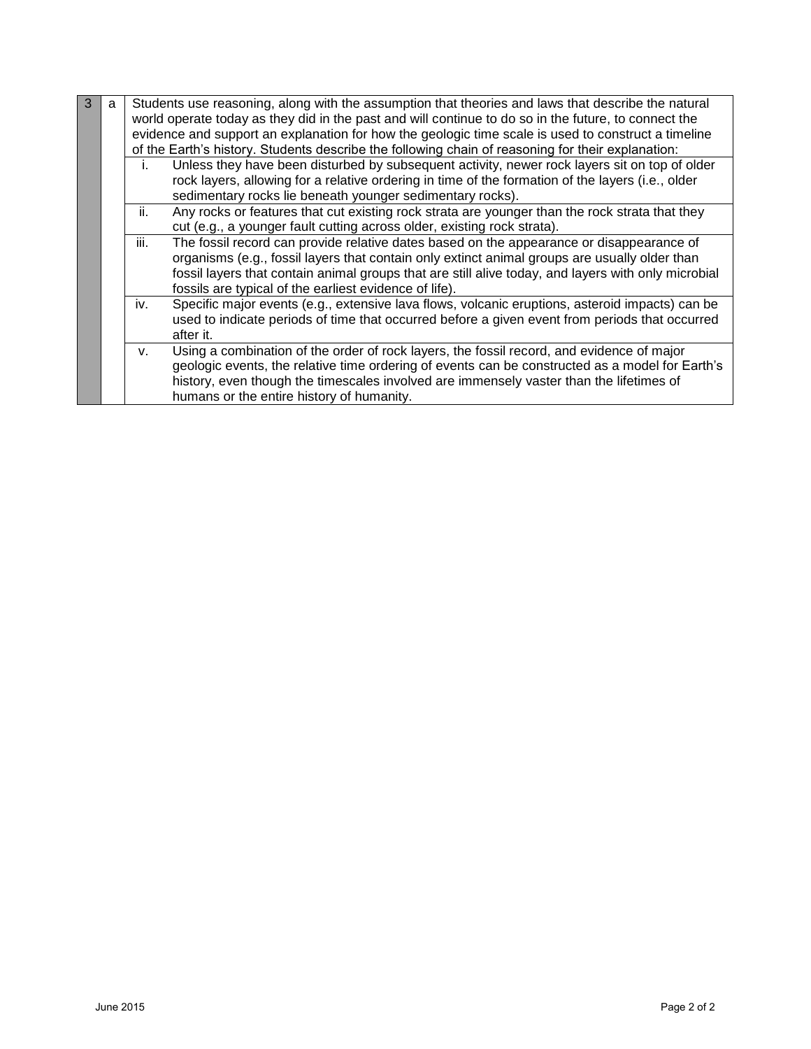| | | | |
|---|---|---|---|
| 3 | a | Students use reasoning, along with the assumption that theories and laws that describe the natural world operate today as they did in the past and will continue to do so in the future, to connect the evidence and support an explanation for how the geologic time scale is used to construct a timeline of the Earth's history. Students describe the following chain of reasoning for their explanation: | |
| | | i. | Unless they have been disturbed by subsequent activity, newer rock layers sit on top of older rock layers, allowing for a relative ordering in time of the formation of the layers (i.e., older sedimentary rocks lie beneath younger sedimentary rocks). |
| | | ii. | Any rocks or features that cut existing rock strata are younger than the rock strata that they cut (e.g., a younger fault cutting across older, existing rock strata). |
| | | iii. | The fossil record can provide relative dates based on the appearance or disappearance of organisms (e.g., fossil layers that contain only extinct animal groups are usually older than fossil layers that contain animal groups that are still alive today, and layers with only microbial fossils are typical of the earliest evidence of life). |
| | | iv. | Specific major events (e.g., extensive lava flows, volcanic eruptions, asteroid impacts) can be used to indicate periods of time that occurred before a given event from periods that occurred after it. |
| | | v. | Using a combination of the order of rock layers, the fossil record, and evidence of major geologic events, the relative time ordering of events can be constructed as a model for Earth's history, even though the timescales involved are immensely vaster than the lifetimes of humans or the entire history of humanity. |

June 2015